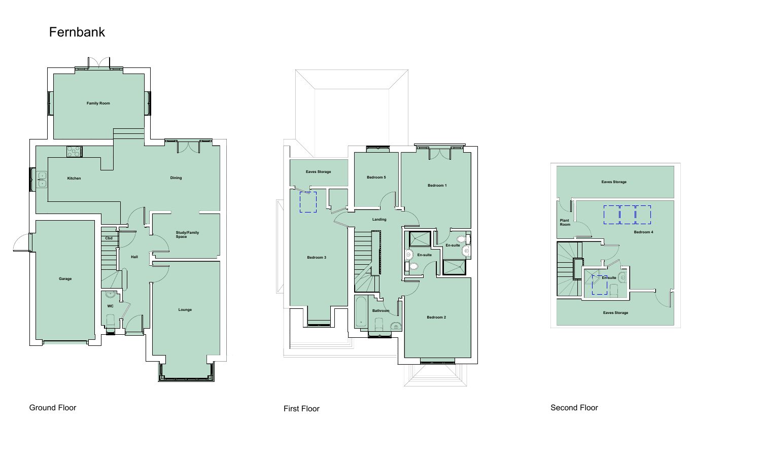# Fernbank

## Ground Floor

- Family Room
- Kitchen
- Dining
- Cbd
- Study/Family Space
- Hall
- Garage
- WC
- Lounge

## First Floor

- Eaves Storage
- Bedroom 5
- Bedroom 1
- Landing
- En-suite
- En-suite
- Bedroom 3
- Bathroom
- Bedroom 2

## Second Floor

- Eaves Storage
- Plant Room
- Bedroom 4
- En-suite
- Eaves Storage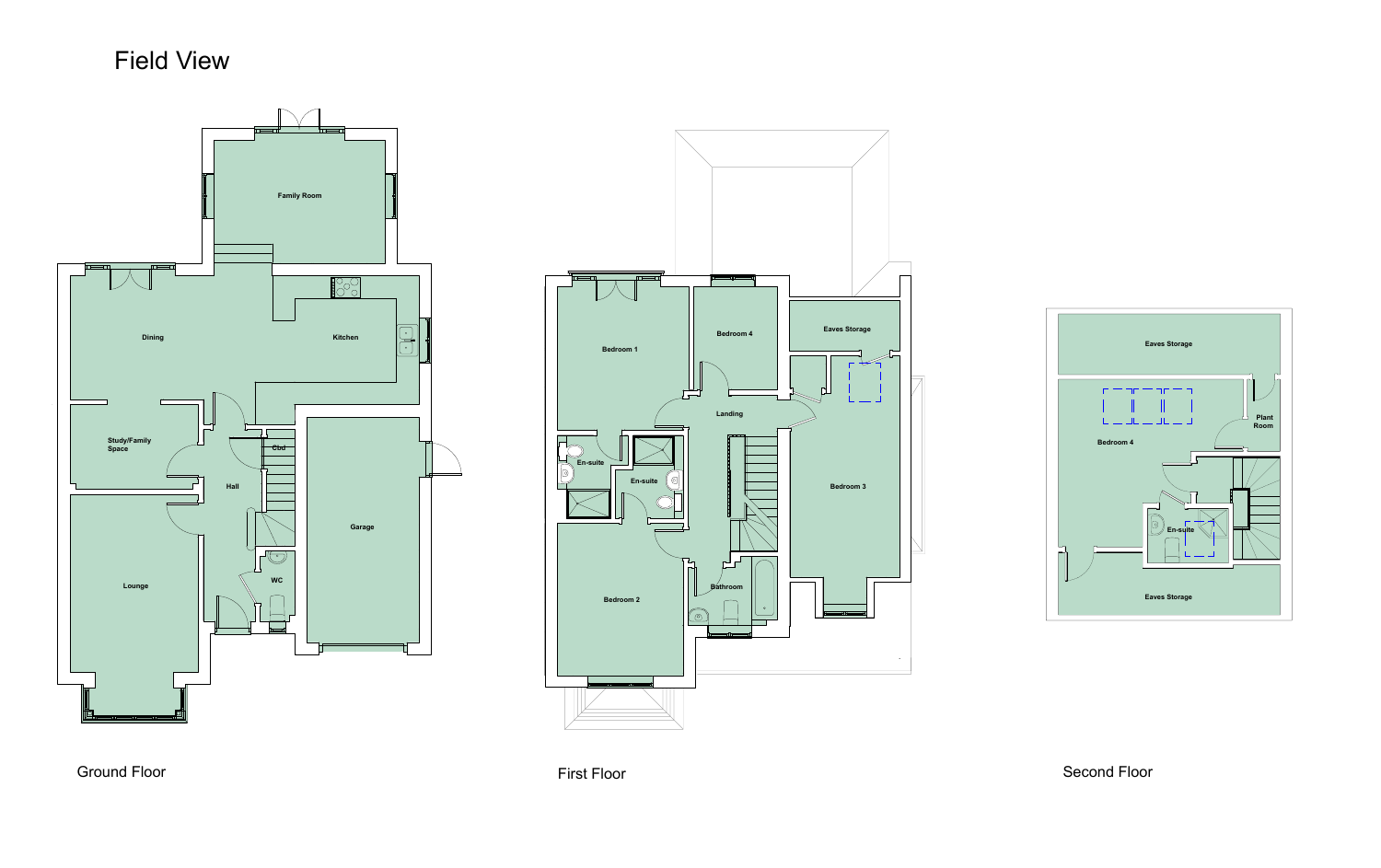# Field View

## Ground Floor

Family Room

Dining

Kitchen

Study/Family Space

Cbd

Hall

Garage

WC

Lounge

## First Floor

Bedroom 1

Bedroom 4

Eaves Storage

Landing

En-suite

En-suite

Bedroom 3

Bathroom

Bedroom 2

## Second Floor

Eaves Storage

Plant Room

Bedroom 4

En-suite

Eaves Storage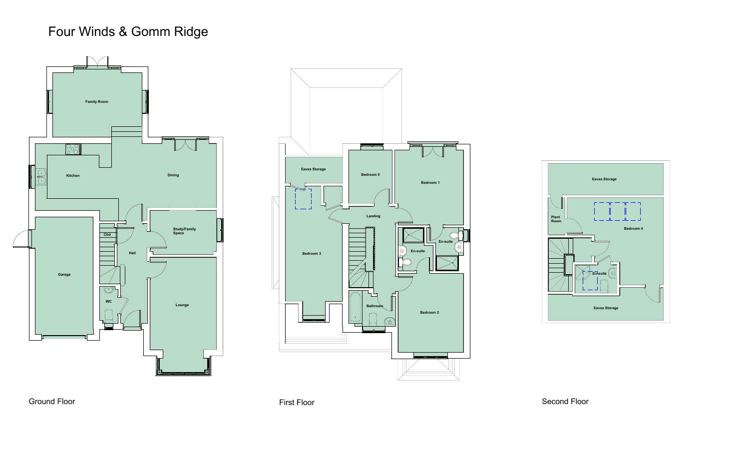# Four Winds & Gomm Ridge

Family Room

Kitchen

Dining

Cbd

Study/Family Space

Hall

Garage

WC

Lounge

Ground Floor

Eaves Storage

Bedroom 5

Bedroom 1

Landing

En-suite

En-suite

Bedroom 3

Bathroom

Bedroom 2

First Floor

Eaves Storage

Plant Room

Bedroom 4

En-suite

Eaves Storage

Second Floor